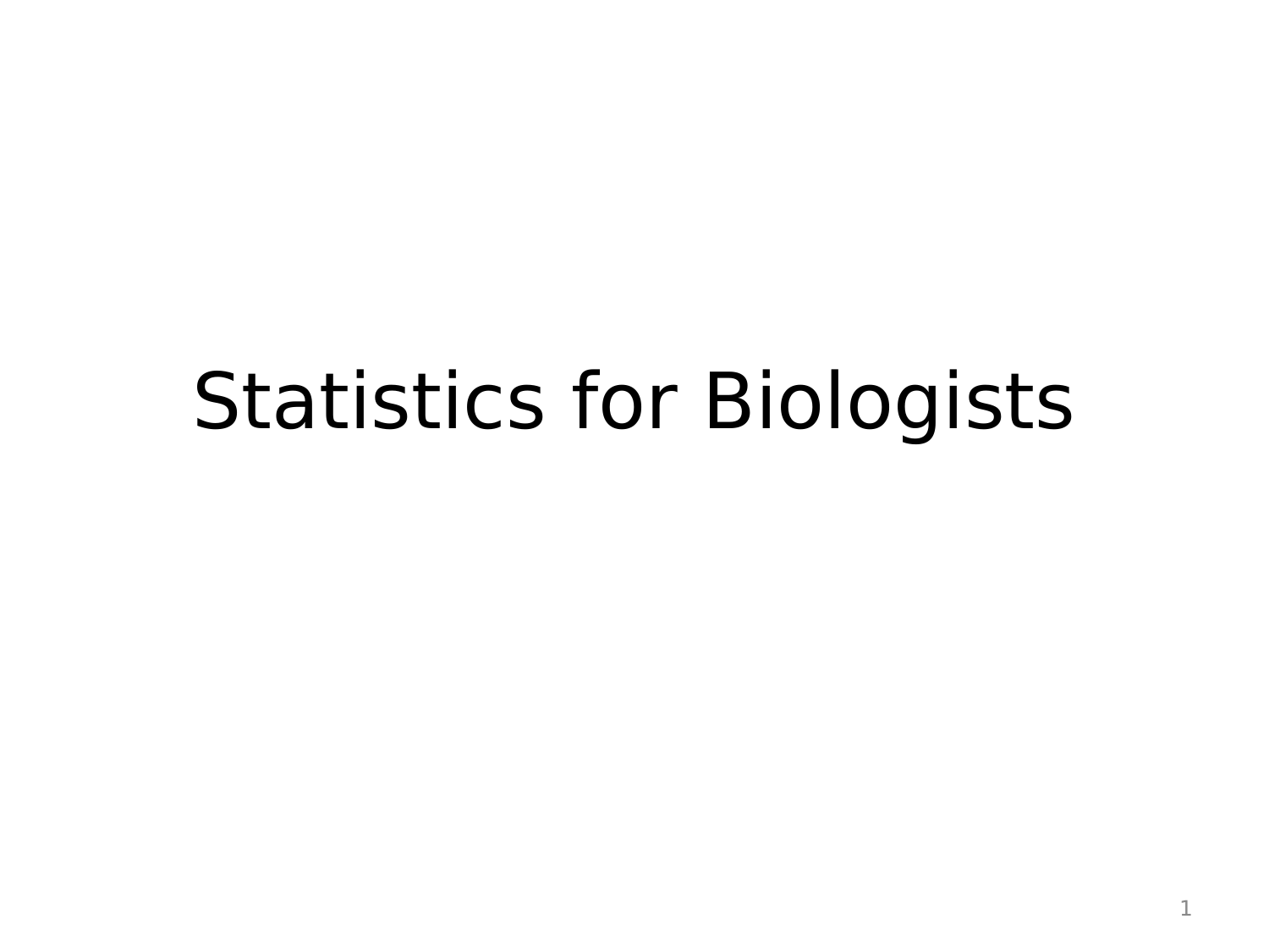# Statistics for Biologists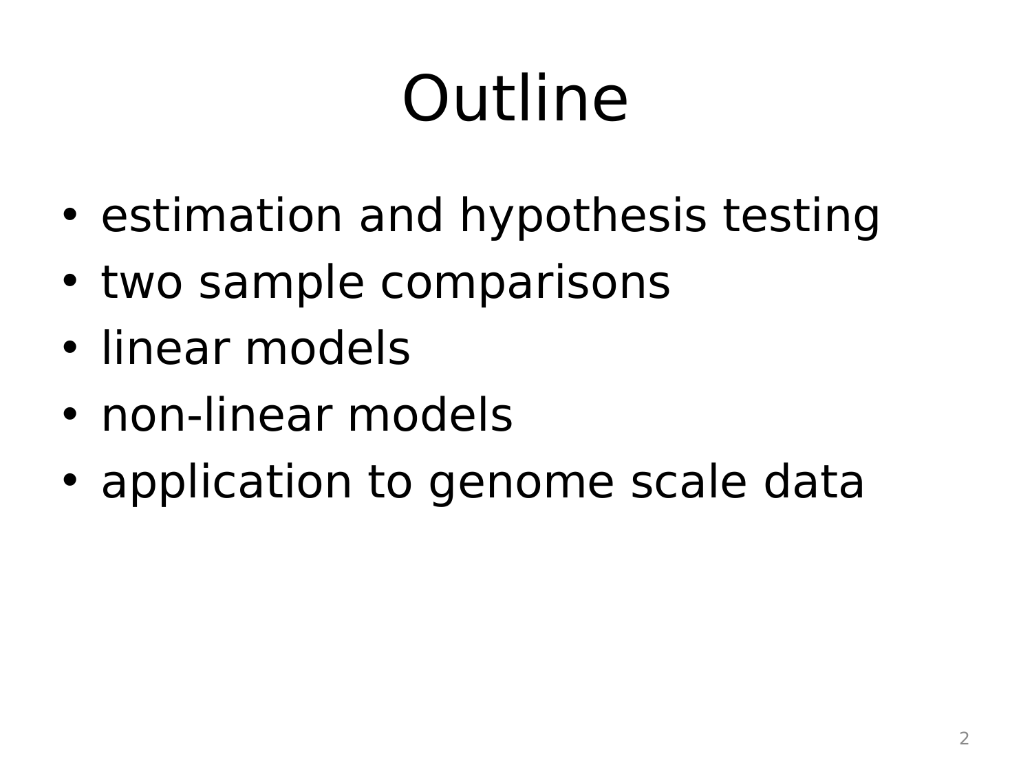# Outline

- estimation and hypothesis testing
- two sample comparisons
- linear models
- non-linear models
- application to genome scale data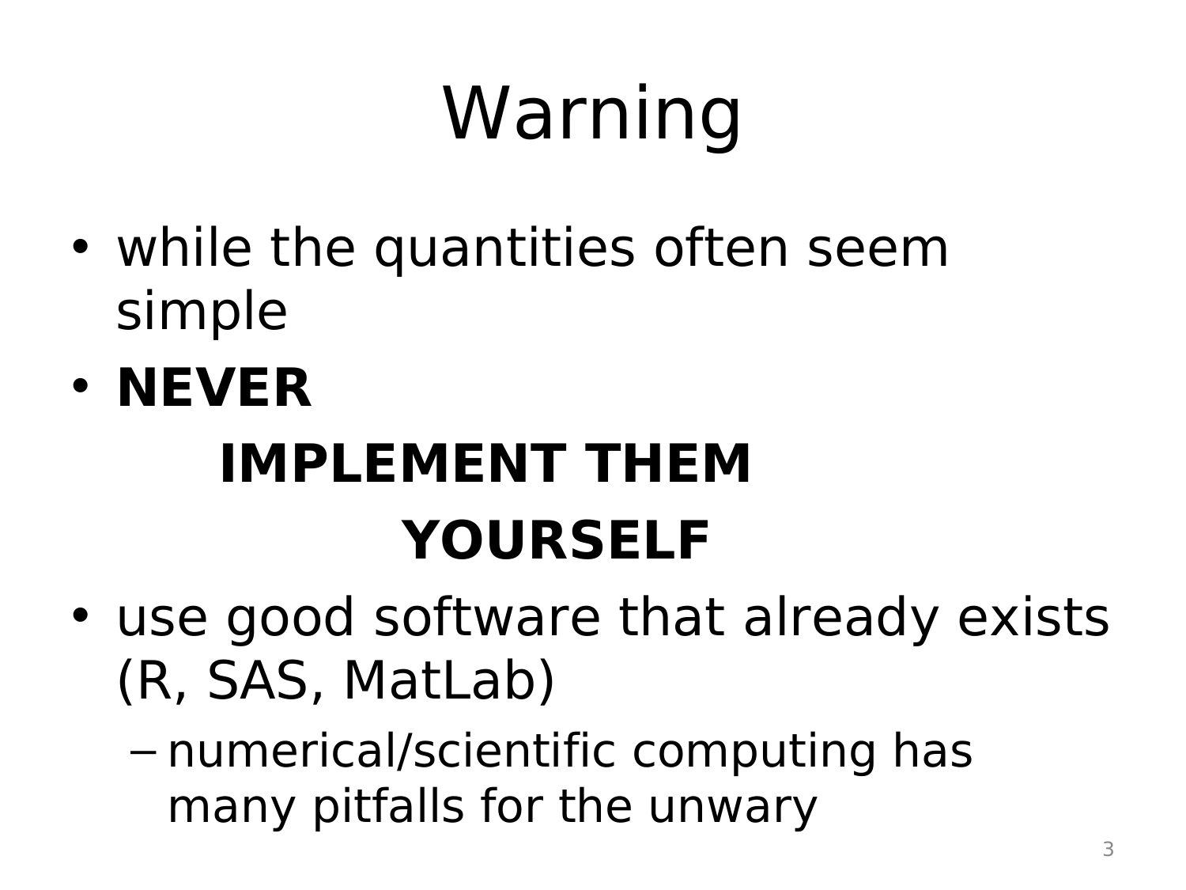# Warning

- while the quantities often seem simple
- **NEVER**

  **IMPLEMENT THEM**

  **YOURSELF**
- use good software that already exists (R, SAS, MatLab)
  - numerical/scientific computing has many pitfalls for the unwary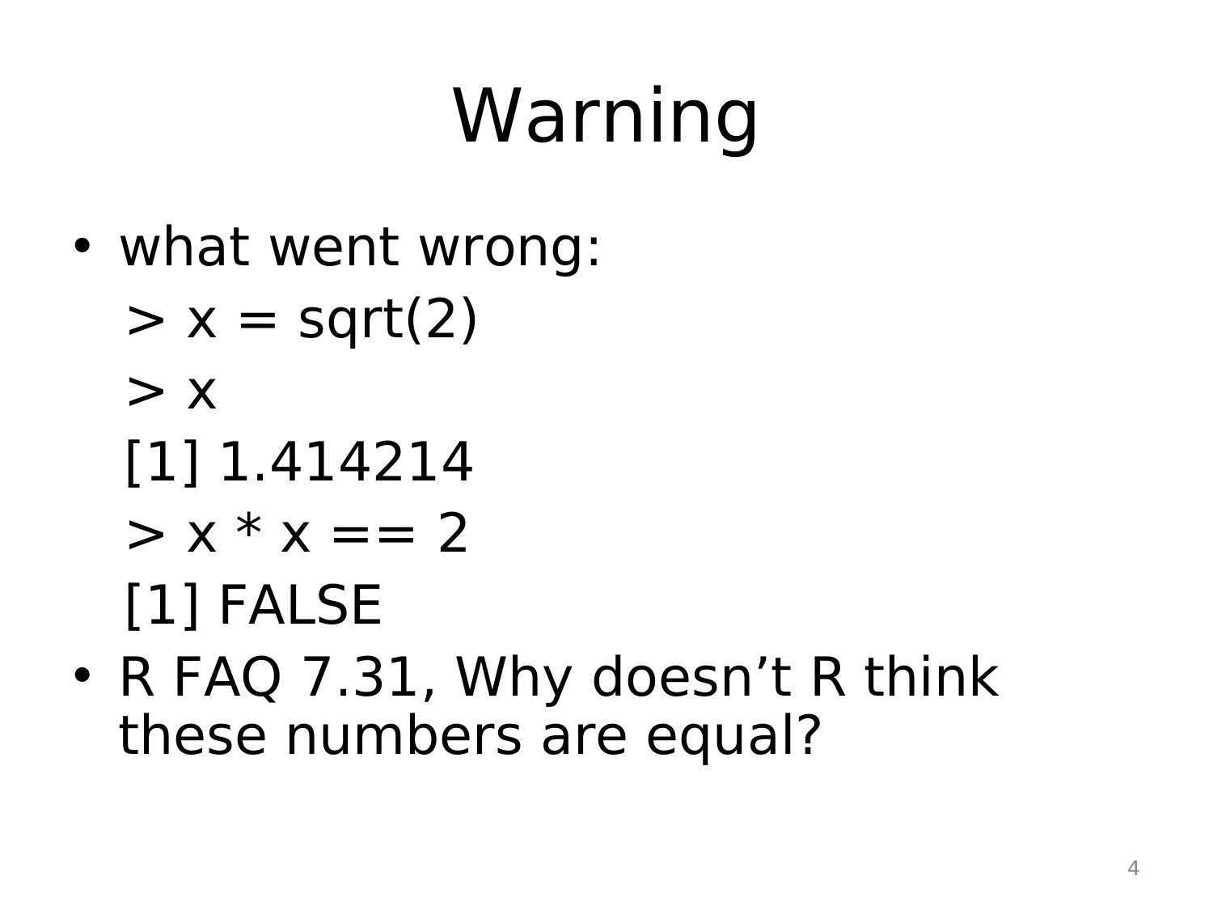# Warning

- what went wrong:

```
> x = sqrt(2)
> x
[1] 1.414214
> x * x == 2
[1] FALSE
```

- R FAQ 7.31, Why doesn’t R think these numbers are equal?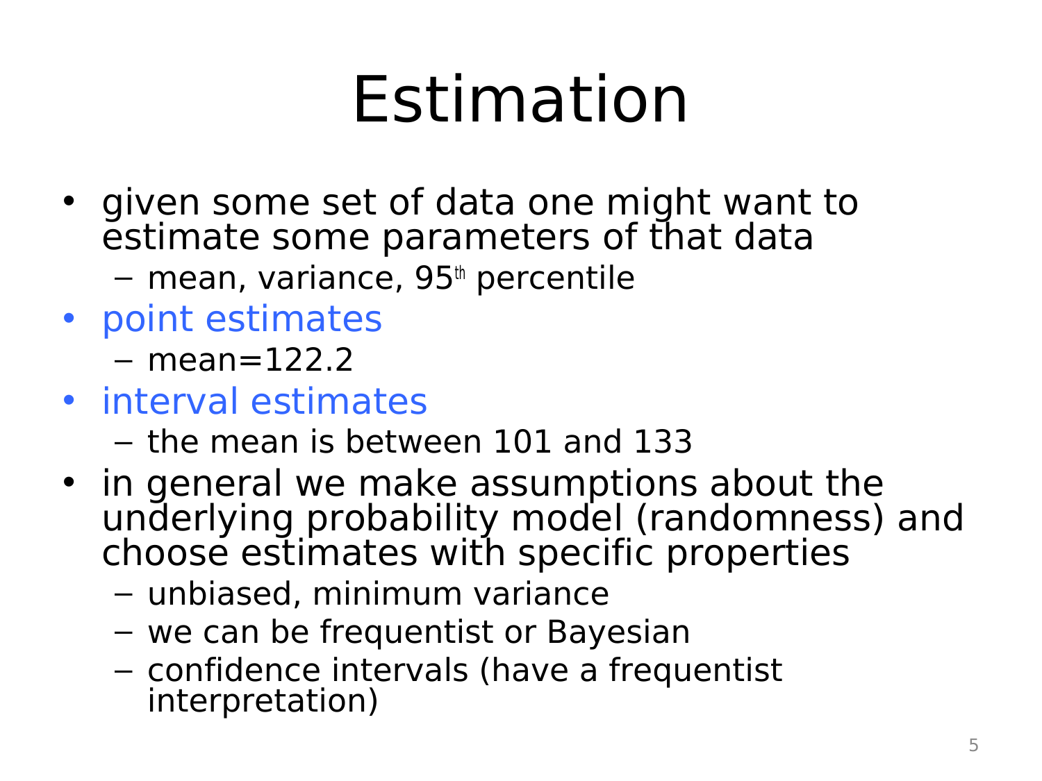# Estimation

- given some set of data one might want to estimate some parameters of that data
  - mean, variance, $95^{th}$ percentile
- point estimates
  - mean=122.2
- interval estimates
  - the mean is between 101 and 133
- in general we make assumptions about the underlying probability model (randomness) and choose estimates with specific properties
  - unbiased, minimum variance
  - we can be frequentist or Bayesian
  - confidence intervals (have a frequentist interpretation)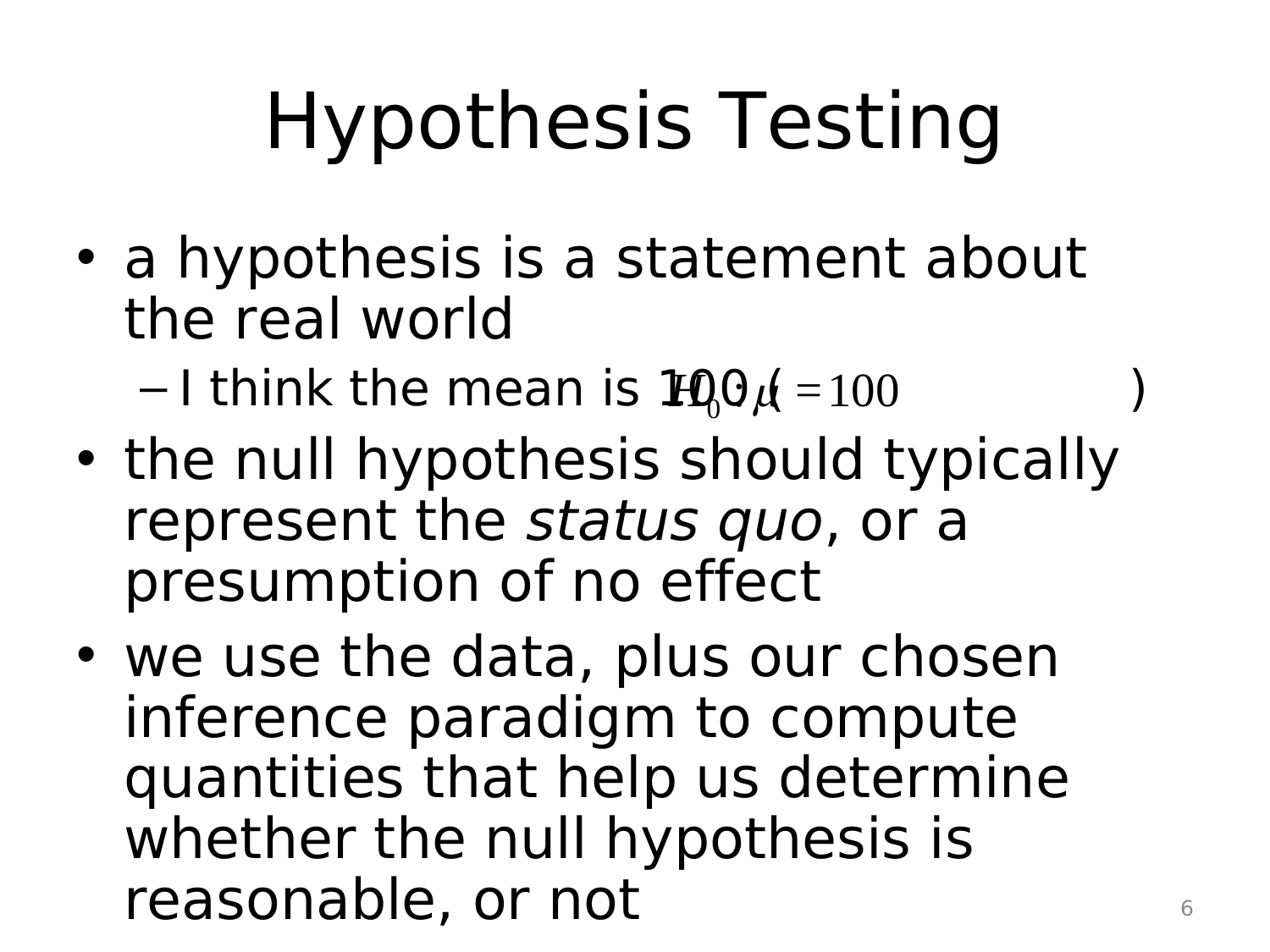# Hypothesis Testing

- a hypothesis is a statement about the real world
  - I think the mean is 100 ( $H_0 : \mu = 100$ )
- the null hypothesis should typically represent the *status quo*, or a presumption of no effect
- we use the data, plus our chosen inference paradigm to compute quantities that help us determine whether the null hypothesis is reasonable, or not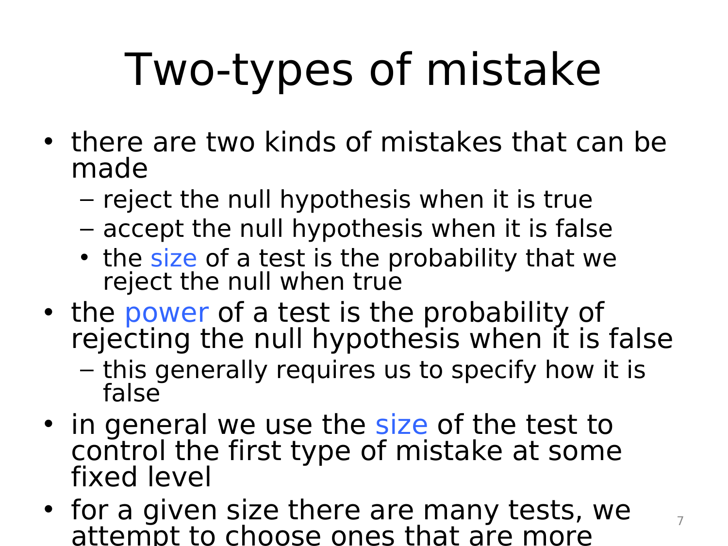# Two-types of mistake

- there are two kinds of mistakes that can be made
  - reject the null hypothesis when it is true
  - accept the null hypothesis when it is false
  - the size of a test is the probability that we reject the null when true
- the power of a test is the probability of rejecting the null hypothesis when it is false
  - this generally requires us to specify how it is false
- in general we use the size of the test to control the first type of mistake at some fixed level
- for a given size there are many tests, we attempt to choose ones that are more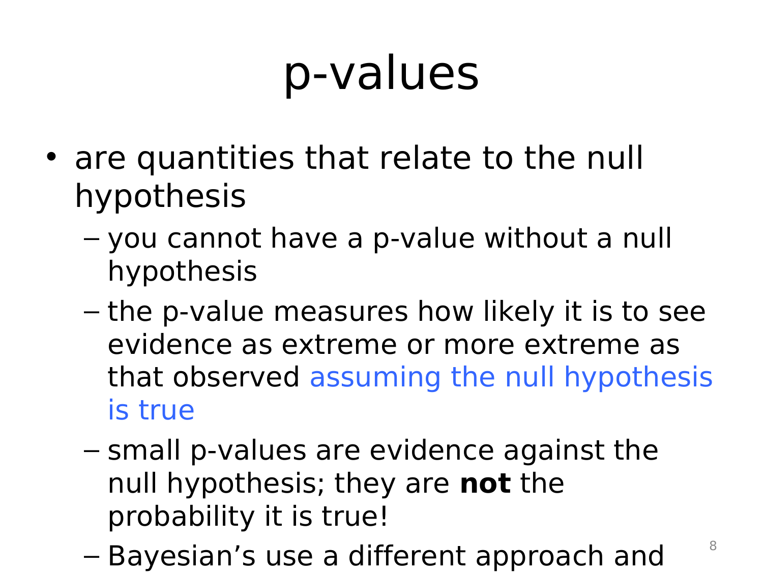# p-values

- are quantities that relate to the null hypothesis
  - you cannot have a p-value without a null hypothesis
  - the p-value measures how likely it is to see evidence as extreme or more extreme as that observed assuming the null hypothesis is true
  - small p-values are evidence against the null hypothesis; they are **not** the probability it is true!
  - Bayesian's use a different approach and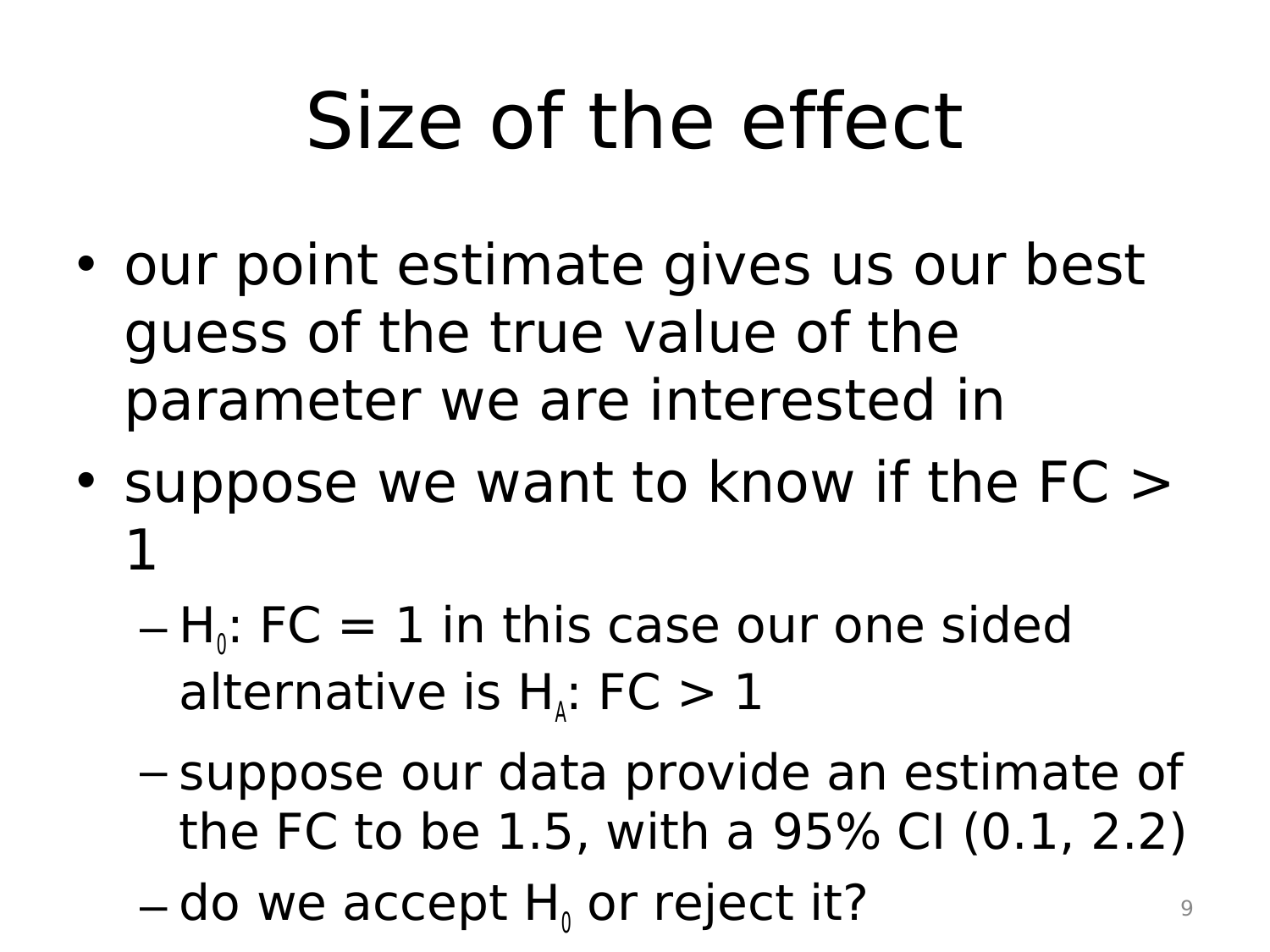# Size of the effect

- our point estimate gives us our best guess of the true value of the parameter we are interested in
- suppose we want to know if the FC > 1
  - $H_0$: FC = 1 in this case our one sided alternative is $H_A$: FC > 1
  - suppose our data provide an estimate of the FC to be 1.5, with a 95% CI (0.1, 2.2)
  - do we accept $H_0$ or reject it?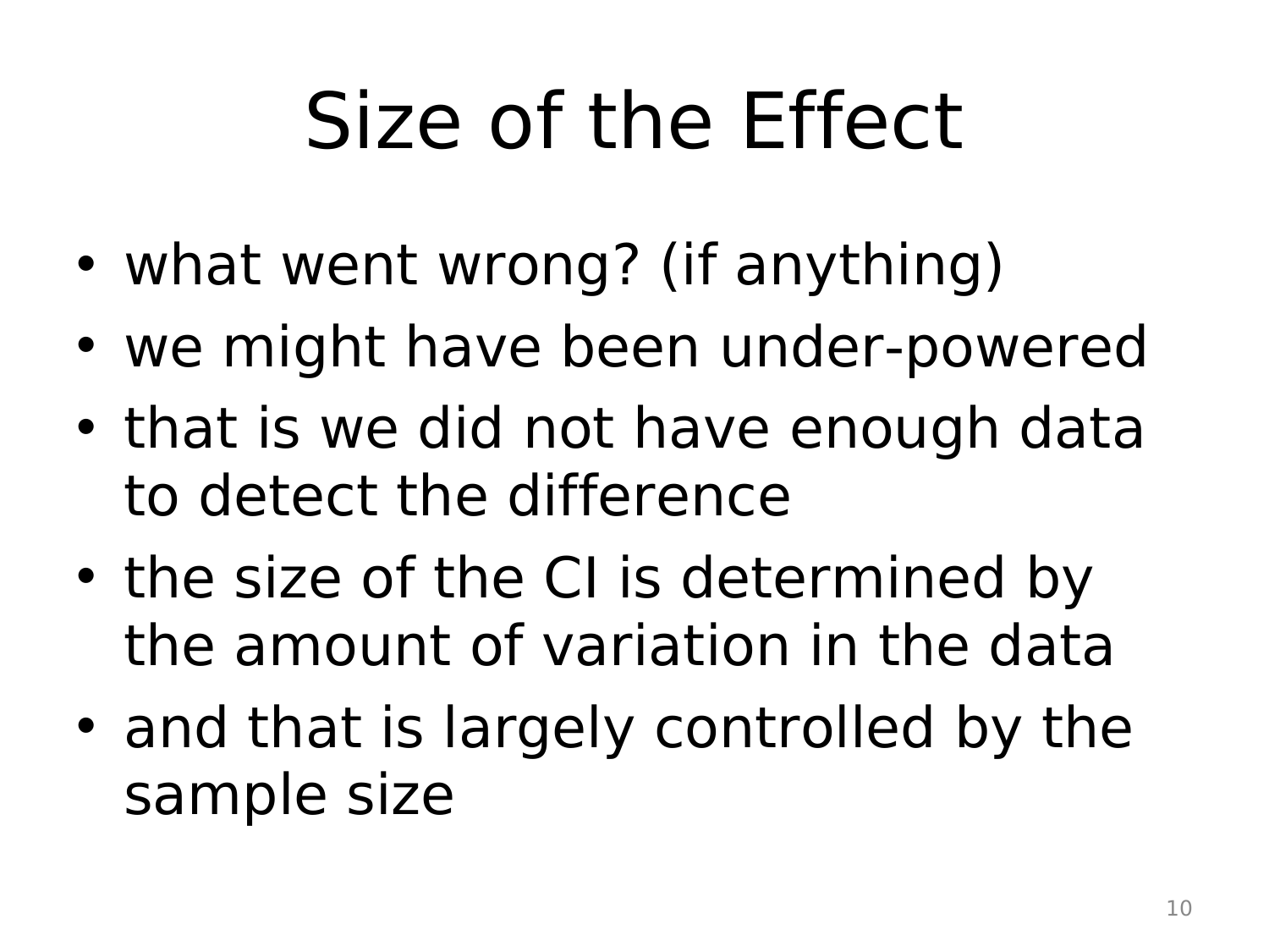# Size of the Effect

- what went wrong? (if anything)
- we might have been under-powered
- that is we did not have enough data to detect the difference
- the size of the CI is determined by the amount of variation in the data
- and that is largely controlled by the sample size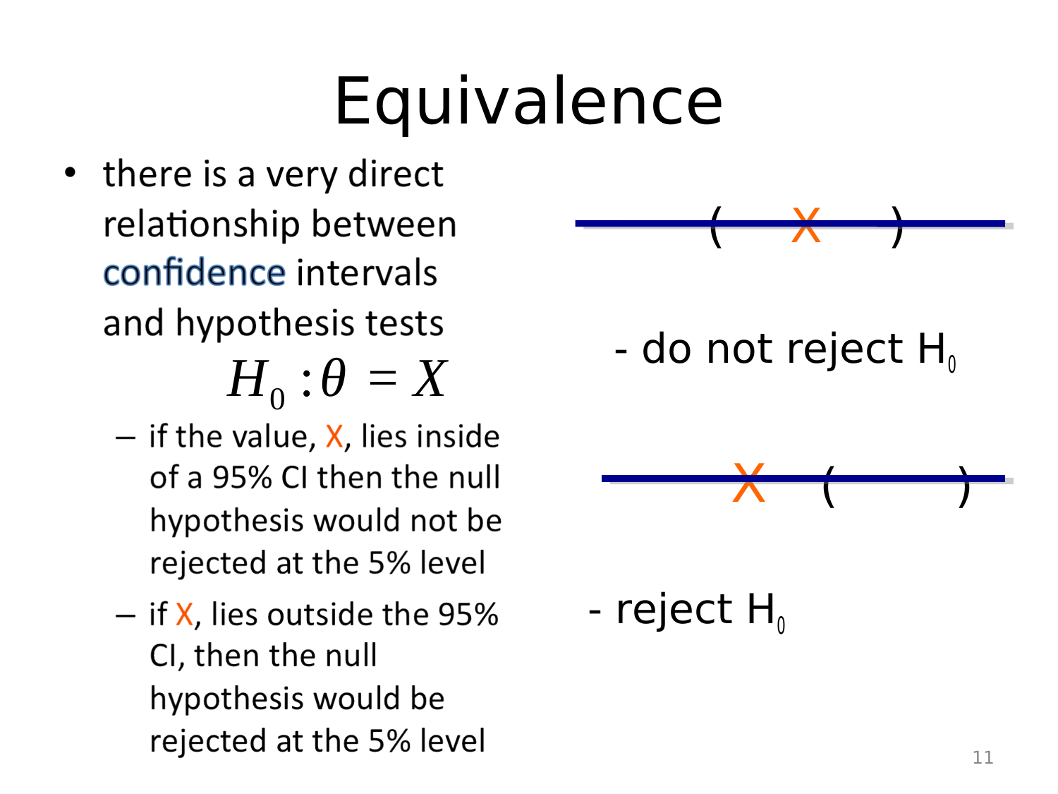# Equivalence

- there is a very direct relationship between confidence intervals and hypothesis tests

$$H_0 : \theta = X$$

  - if the value, X, lies inside of a 95% CI then the null hypothesis would not be rejected at the 5% level
  - if X, lies outside the 95% CI, then the null hypothesis would be rejected at the 5% level

( X )

- do not reject $H_0$

X ( )

- reject $H_0$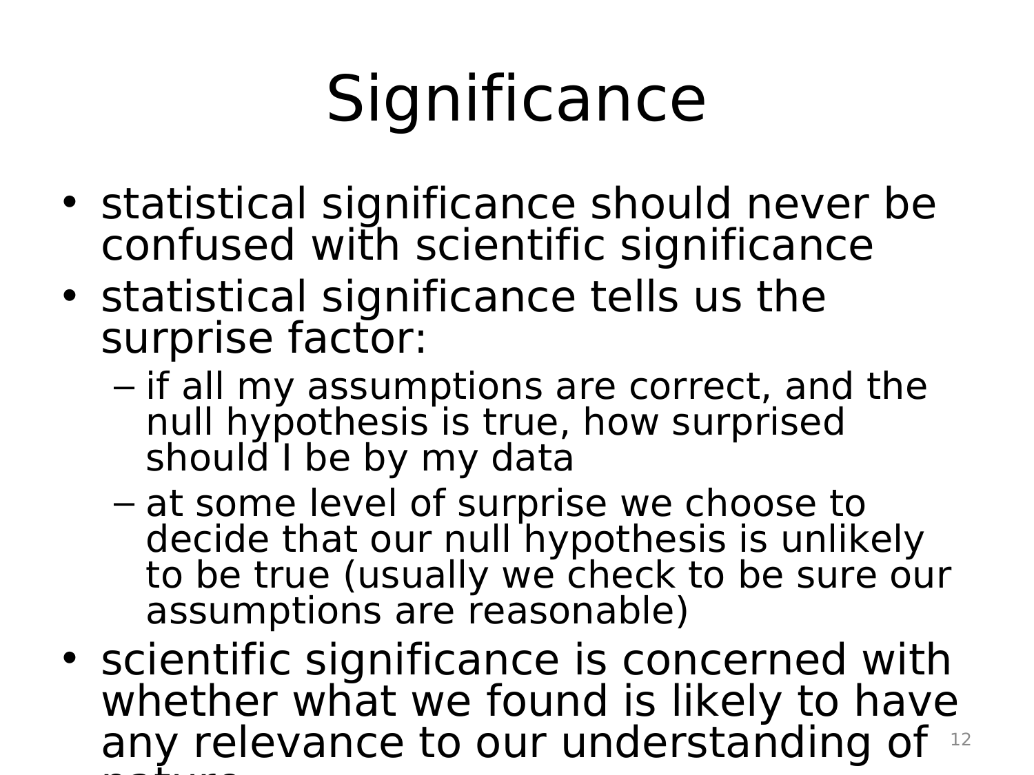# Significance

- statistical significance should never be confused with scientific significance
- statistical significance tells us the surprise factor:
  - if all my assumptions are correct, and the null hypothesis is true, how surprised should I be by my data
  - at some level of surprise we choose to decide that our null hypothesis is unlikely to be true (usually we check to be sure our assumptions are reasonable)
- scientific significance is concerned with whether what we found is likely to have any relevance to our understanding of nature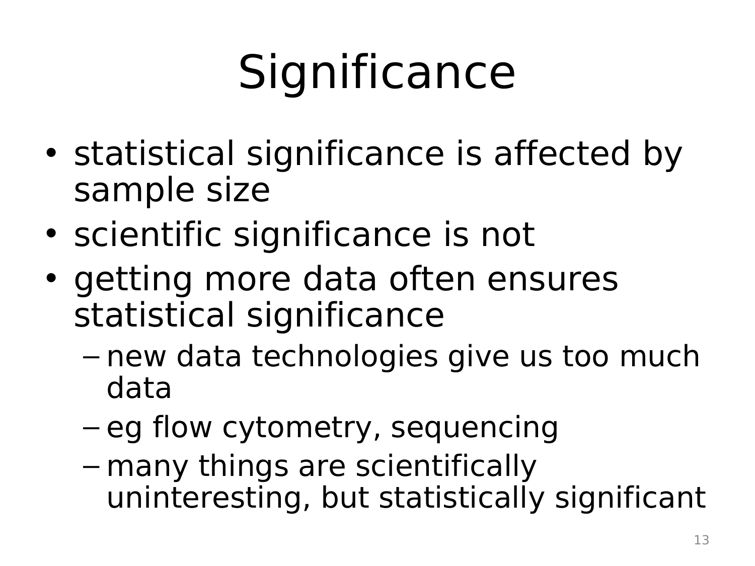# Significance

- statistical significance is affected by sample size
- scientific significance is not
- getting more data often ensures statistical significance
  - new data technologies give us too much data
  - eg flow cytometry, sequencing
  - many things are scientifically uninteresting, but statistically significant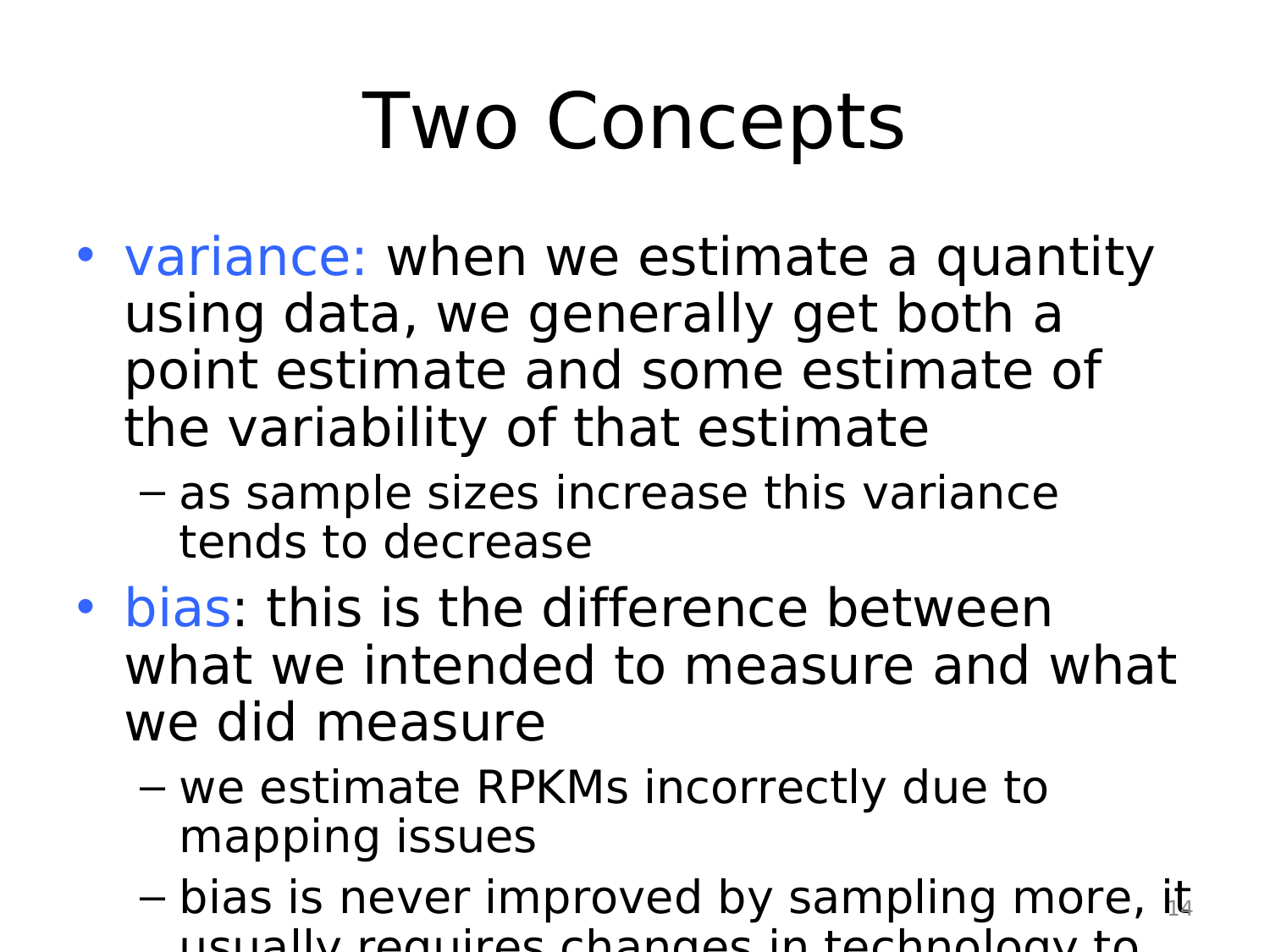# Two Concepts

- variance: when we estimate a quantity using data, we generally get both a point estimate and some estimate of the variability of that estimate
  - as sample sizes increase this variance tends to decrease
- bias: this is the difference between what we intended to measure and what we did measure
  - we estimate RPKMs incorrectly due to mapping issues
  - bias is never improved by sampling more, it usually requires changes in technology to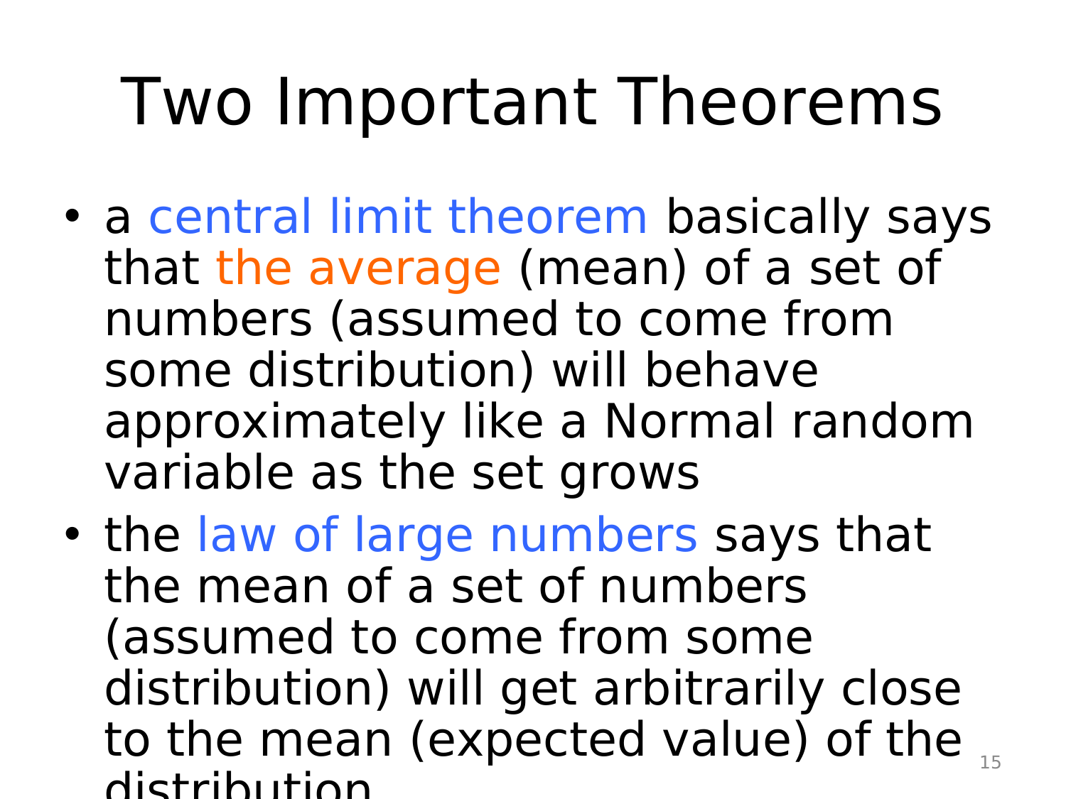# Two Important Theorems

- a central limit theorem basically says that the average (mean) of a set of numbers (assumed to come from some distribution) will behave approximately like a Normal random variable as the set grows
- the law of large numbers says that the mean of a set of numbers (assumed to come from some distribution) will get arbitrarily close to the mean (expected value) of the distribution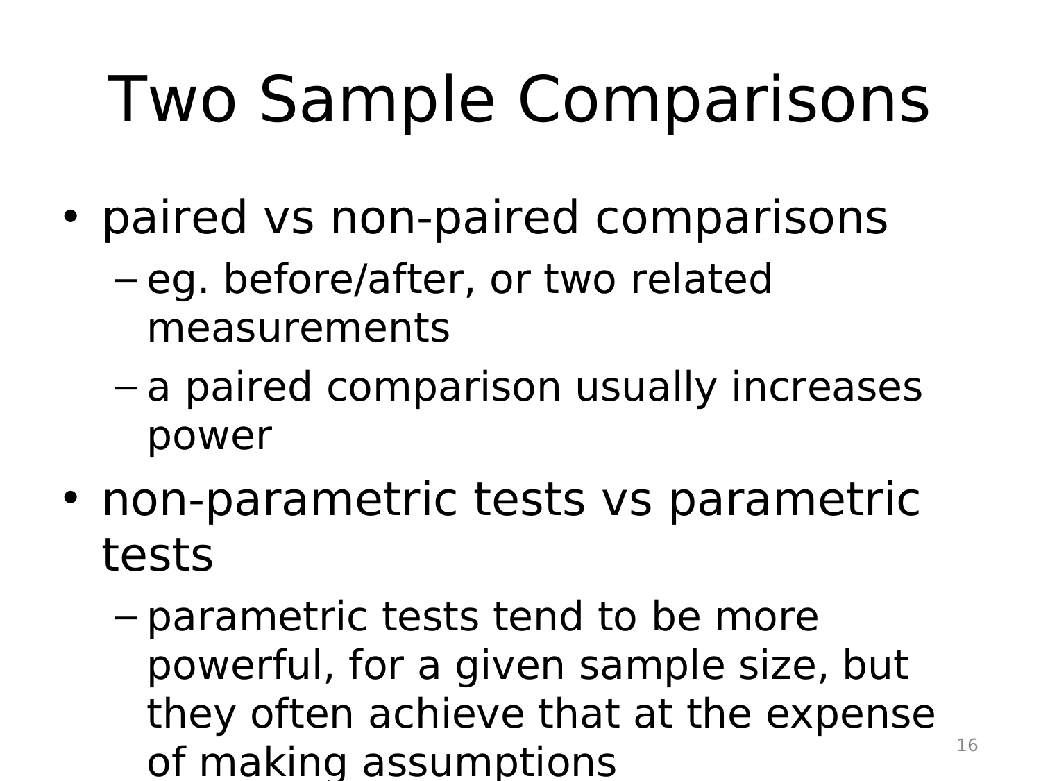# Two Sample Comparisons

- paired vs non-paired comparisons
  - eg. before/after, or two related measurements
  - a paired comparison usually increases power
- non-parametric tests vs parametric tests
  - parametric tests tend to be more powerful, for a given sample size, but they often achieve that at the expense of making assumptions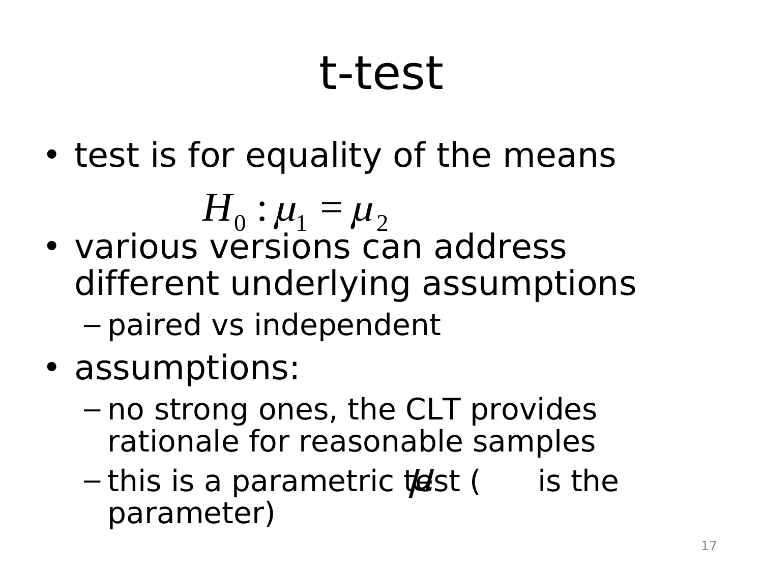# t-test

- test is for equality of the means

$$H_0 : \mu_1 = \mu_2$$

- various versions can address different underlying assumptions
  - paired vs independent
- assumptions:
  - no strong ones, the CLT provides rationale for reasonable samples
  - this is a parametric test ( $\mu$ is the parameter)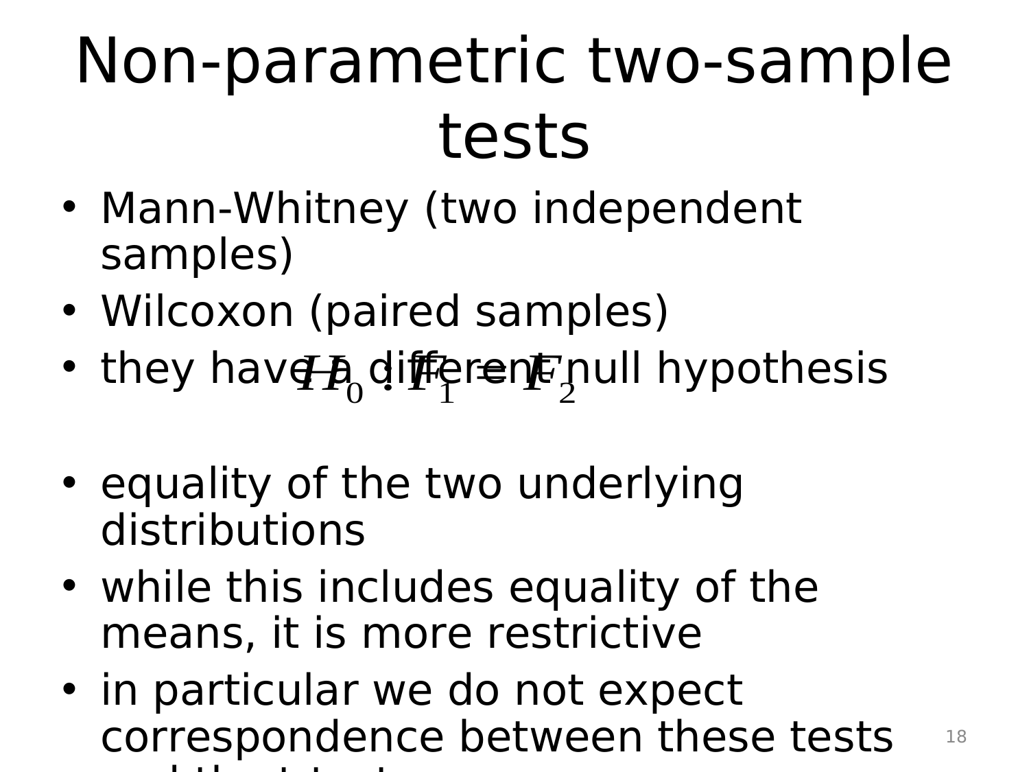# Non-parametric two-sample tests

- Mann-Whitney (two independent samples)
- Wilcoxon (paired samples)
- they have a different null hypothesis $H_0 : F_1 = F_2$
- equality of the two underlying distributions
- while this includes equality of the means, it is more restrictive
- in particular we do not expect correspondence between these tests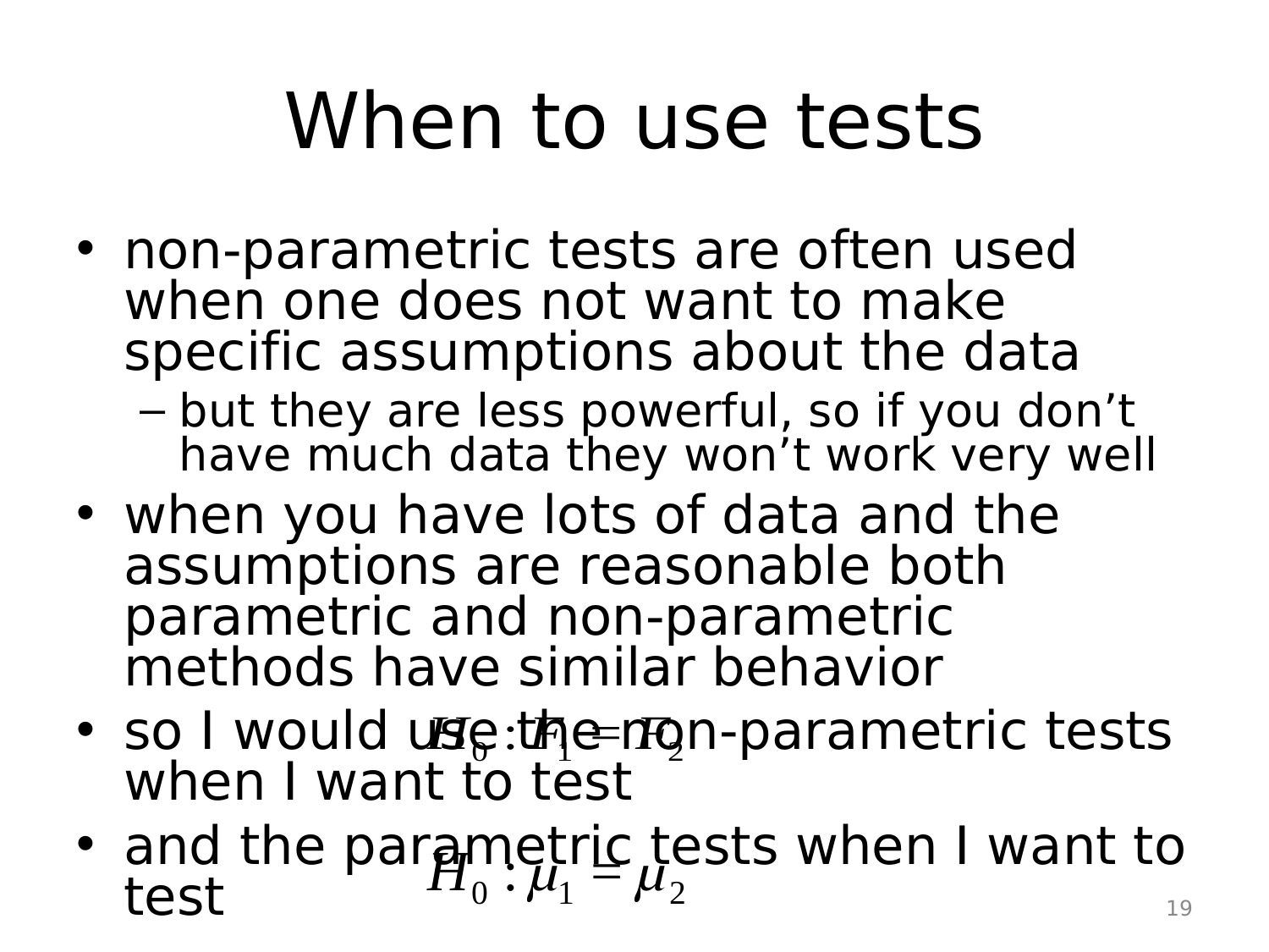# When to use tests

- non-parametric tests are often used when one does not want to make specific assumptions about the data
  - but they are less powerful, so if you don't have much data they won't work very well
- when you have lots of data and the assumptions are reasonable both parametric and non-parametric methods have similar behavior
- so I would use the non-parametric tests when I want to test $H_0 : F_1 = F_2$
- and the parametric tests when I want to test $H_0 : \mu_1 = \mu_2$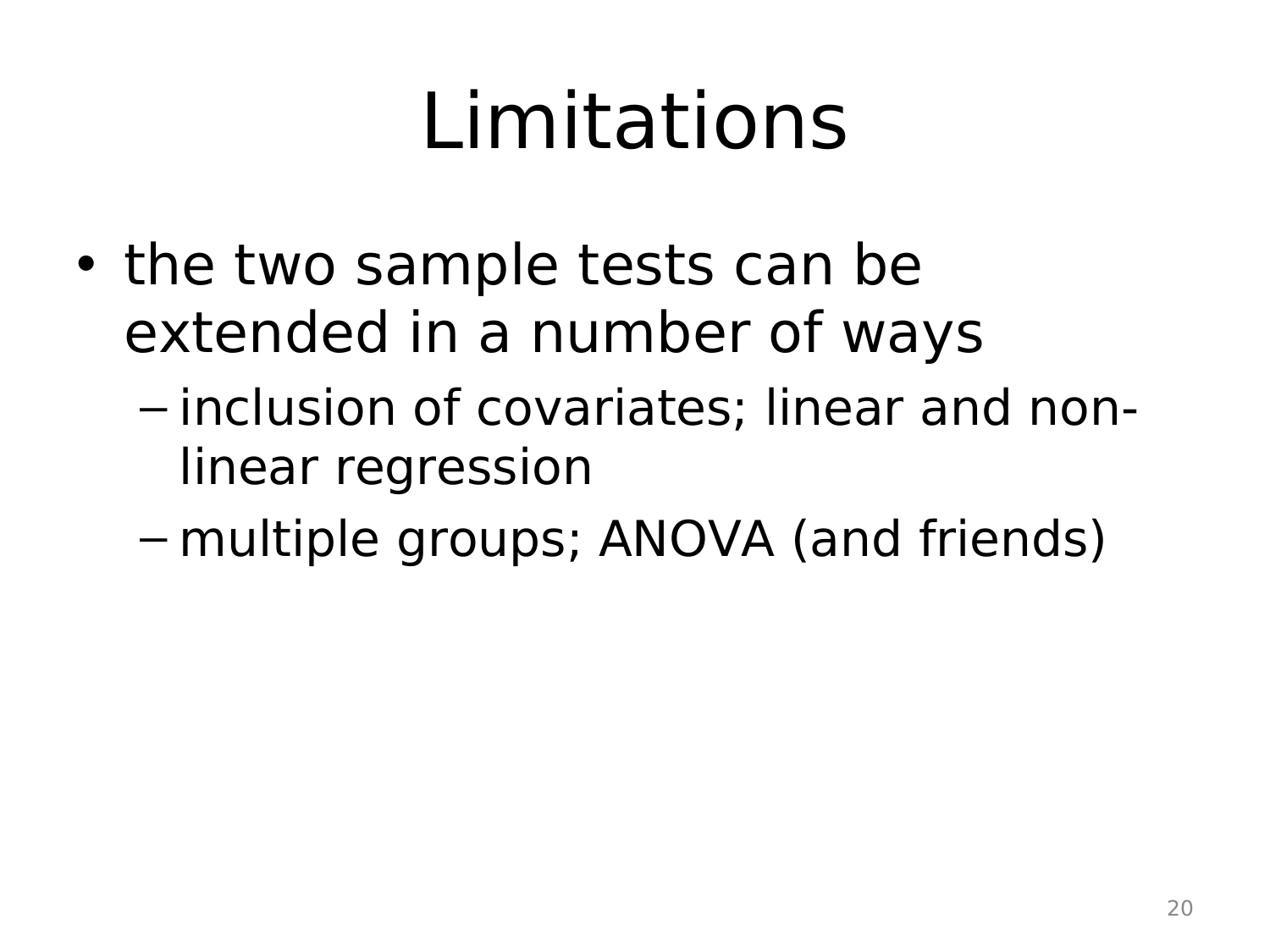# Limitations

- the two sample tests can be extended in a number of ways
  - inclusion of covariates; linear and non-linear regression
  - multiple groups; ANOVA (and friends)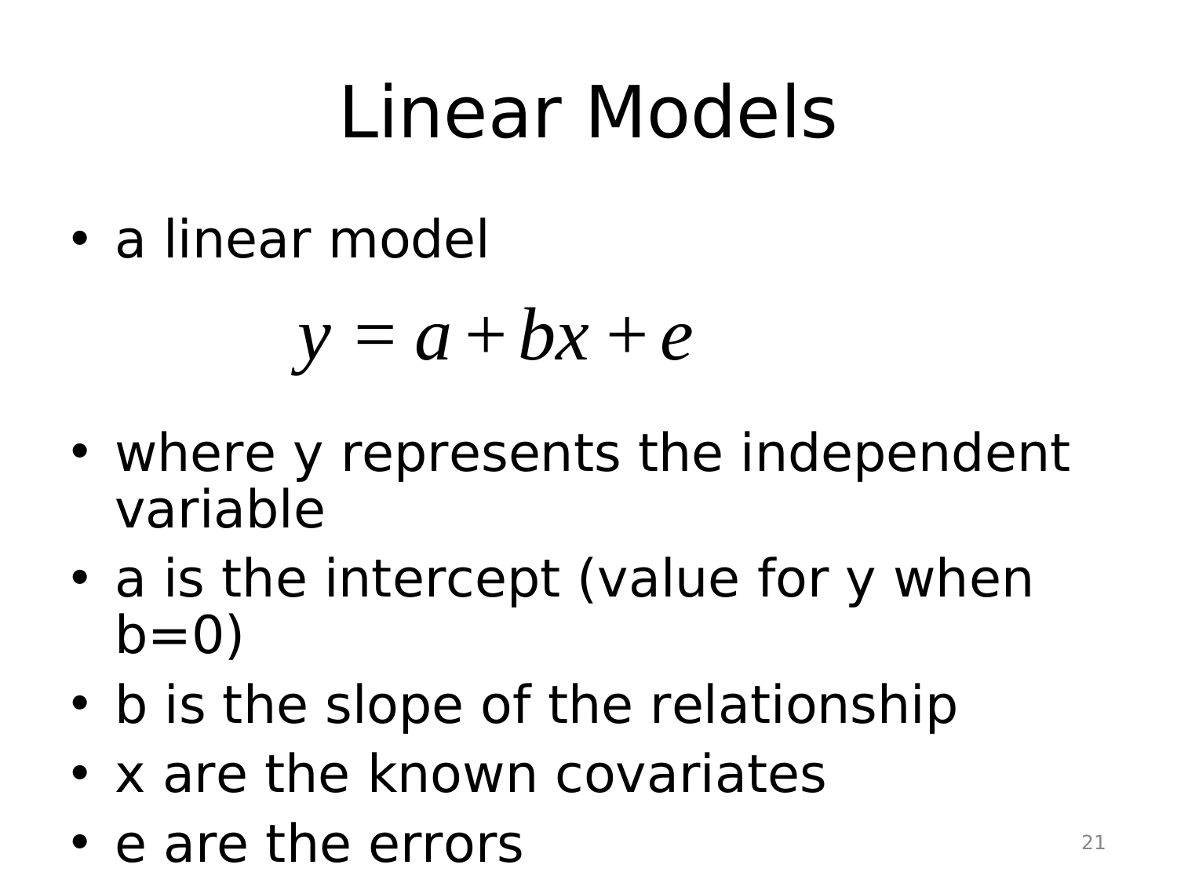# Linear Models

- a linear model

$$y = a + bx + e$$

- where y represents the independent variable
- a is the intercept (value for y when b=0)
- b is the slope of the relationship
- x are the known covariates
- e are the errors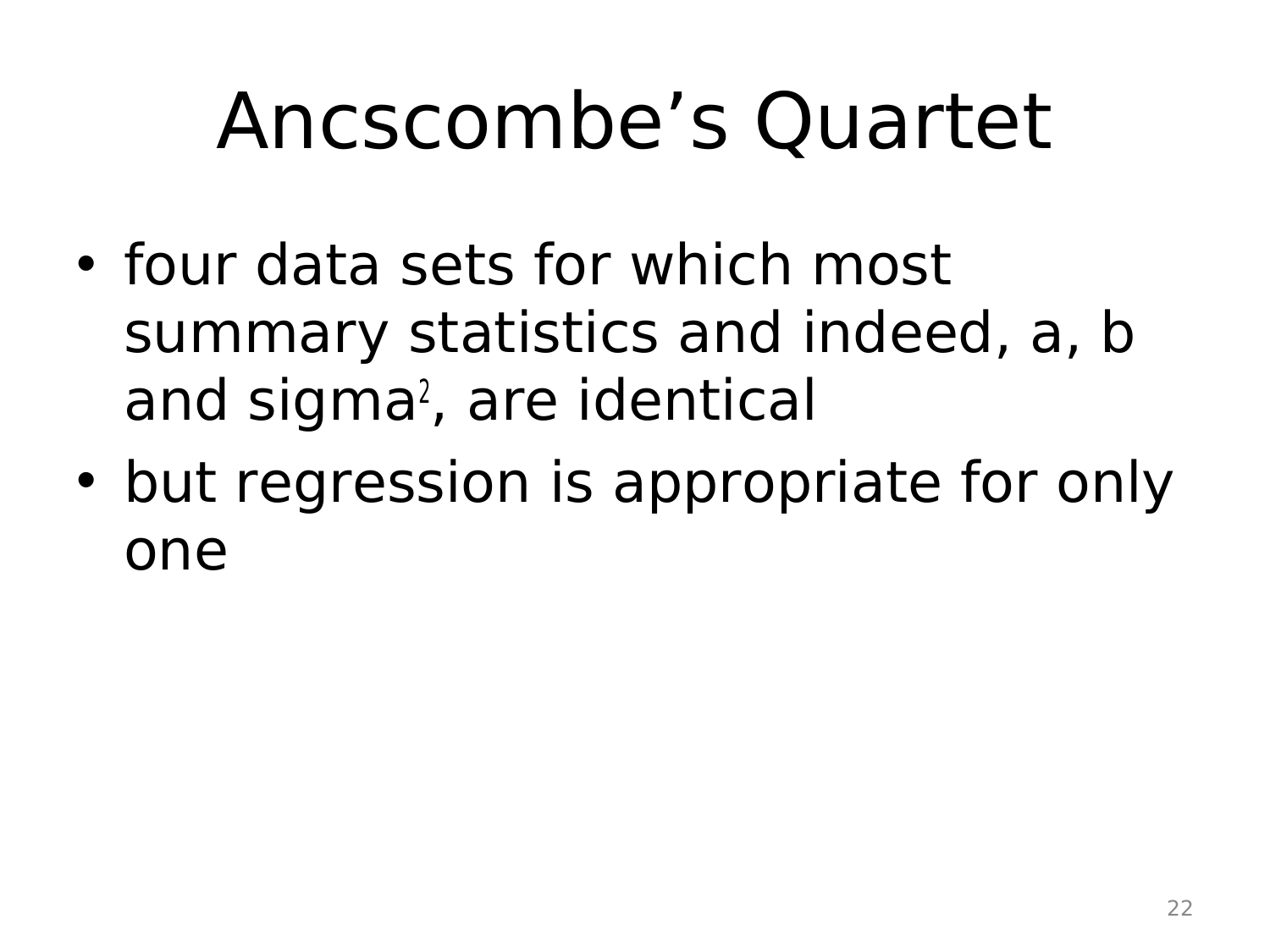# Ancscombe’s Quartet

- four data sets for which most summary statistics and indeed, a, b and $sigma^2$, are identical
- but regression is appropriate for only one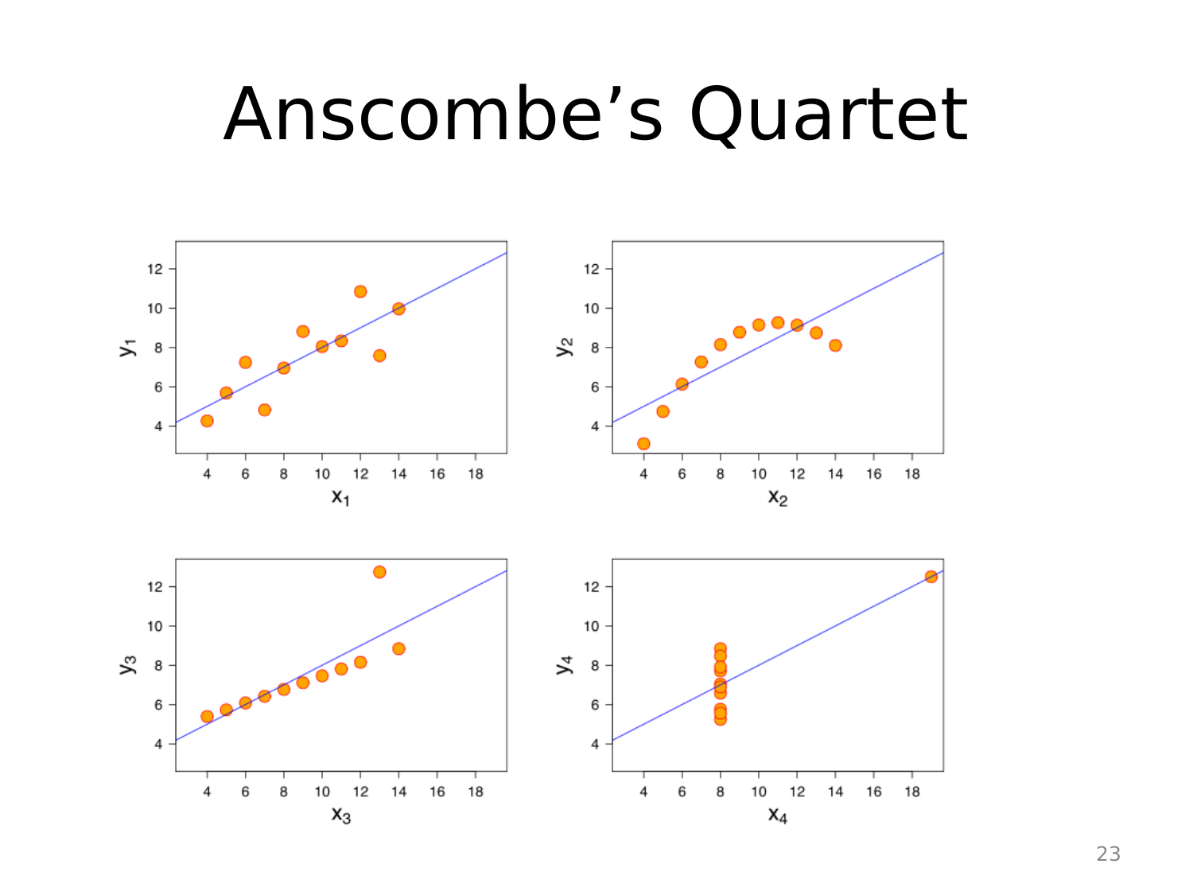# Anscombe’s Quartet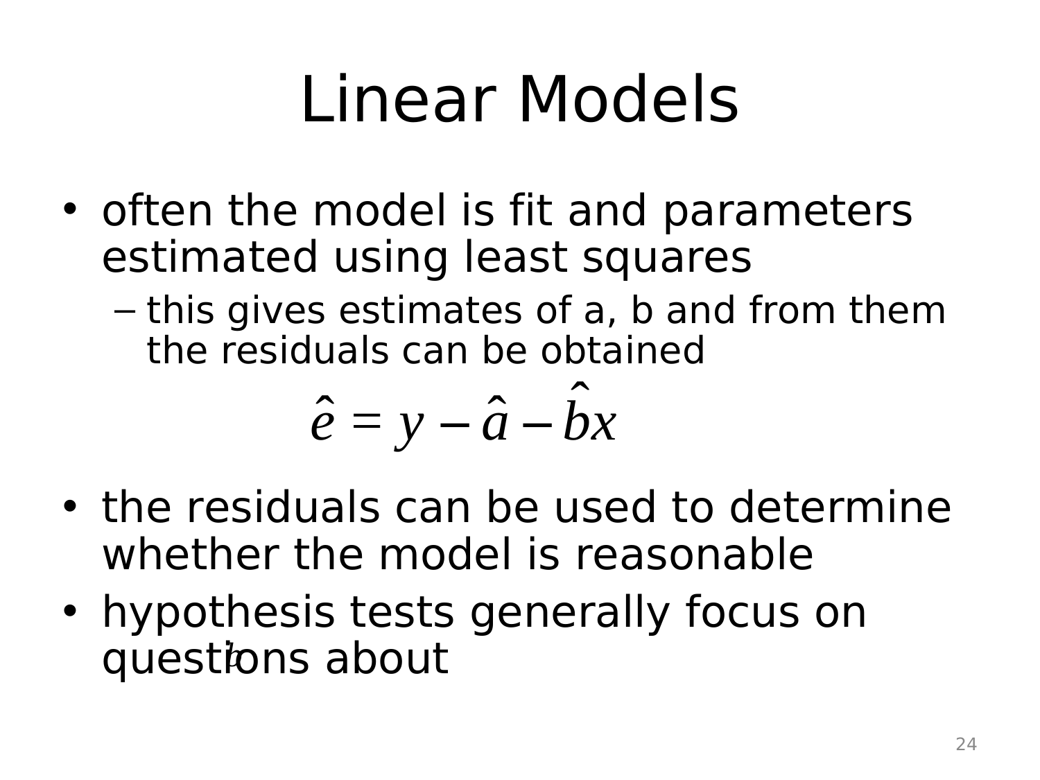# Linear Models

- often the model is fit and parameters estimated using least squares
  - this gives estimates of a, b and from them the residuals can be obtained

$$\hat{e} = y - \hat{a} - \hat{b}x$$

- the residuals can be used to determine whether the model is reasonable
- hypothesis tests generally focus on questions about $b$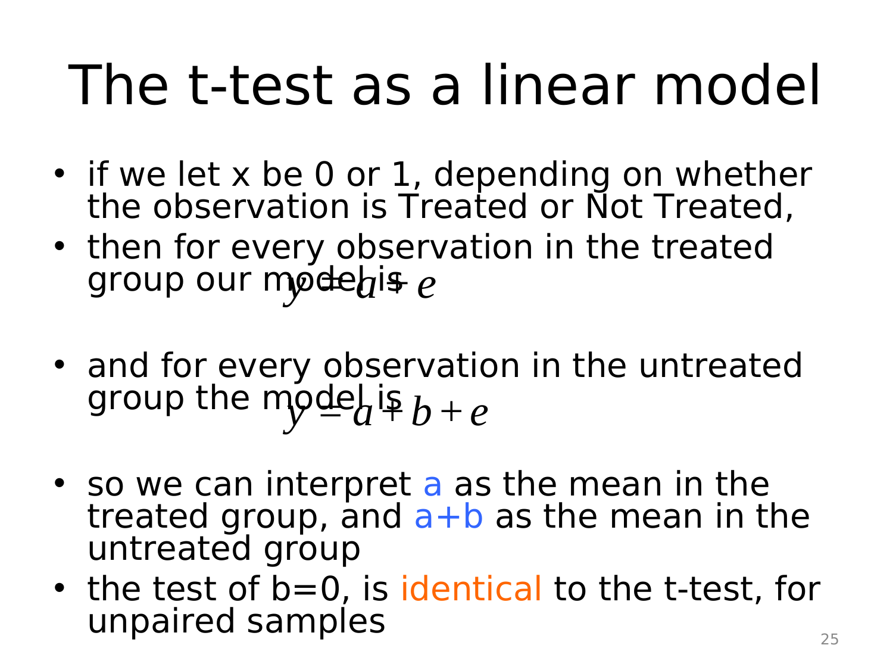# The t-test as a linear model

- if we let x be 0 or 1, depending on whether the observation is Treated or Not Treated,
- then for every observation in the treated group our model is $y = a + e$
- and for every observation in the untreated group the model is $y = a + b + e$
- so we can interpret a as the mean in the treated group, and a+b as the mean in the untreated group
- the test of b=0, is identical to the t-test, for unpaired samples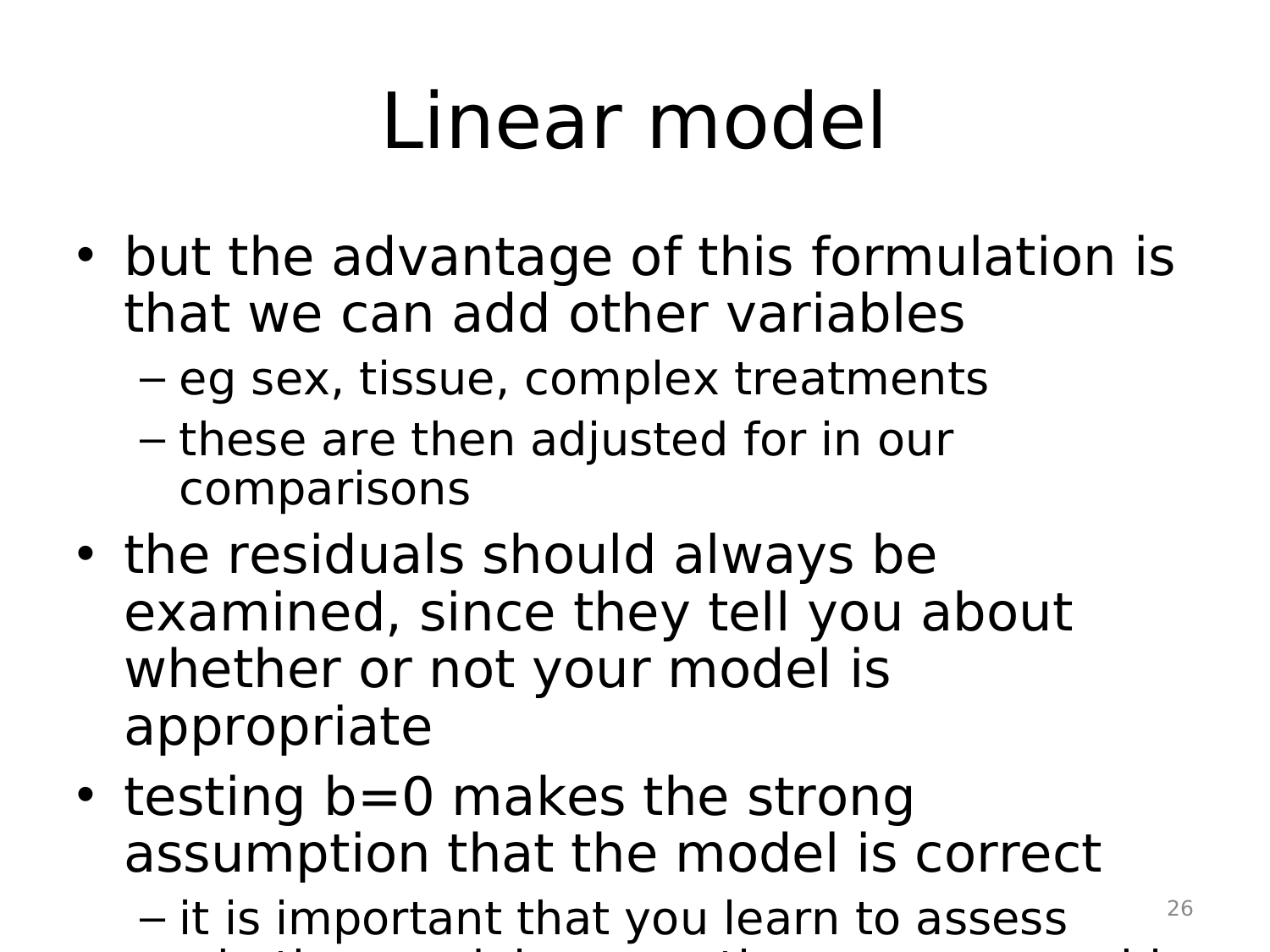# Linear model

- but the advantage of this formulation is that we can add other variables
  - eg sex, tissue, complex treatments
  - these are then adjusted for in our comparisons
- the residuals should always be examined, since they tell you about whether or not your model is appropriate
- testing b=0 makes the strong assumption that the model is correct
  - it is important that you learn to assess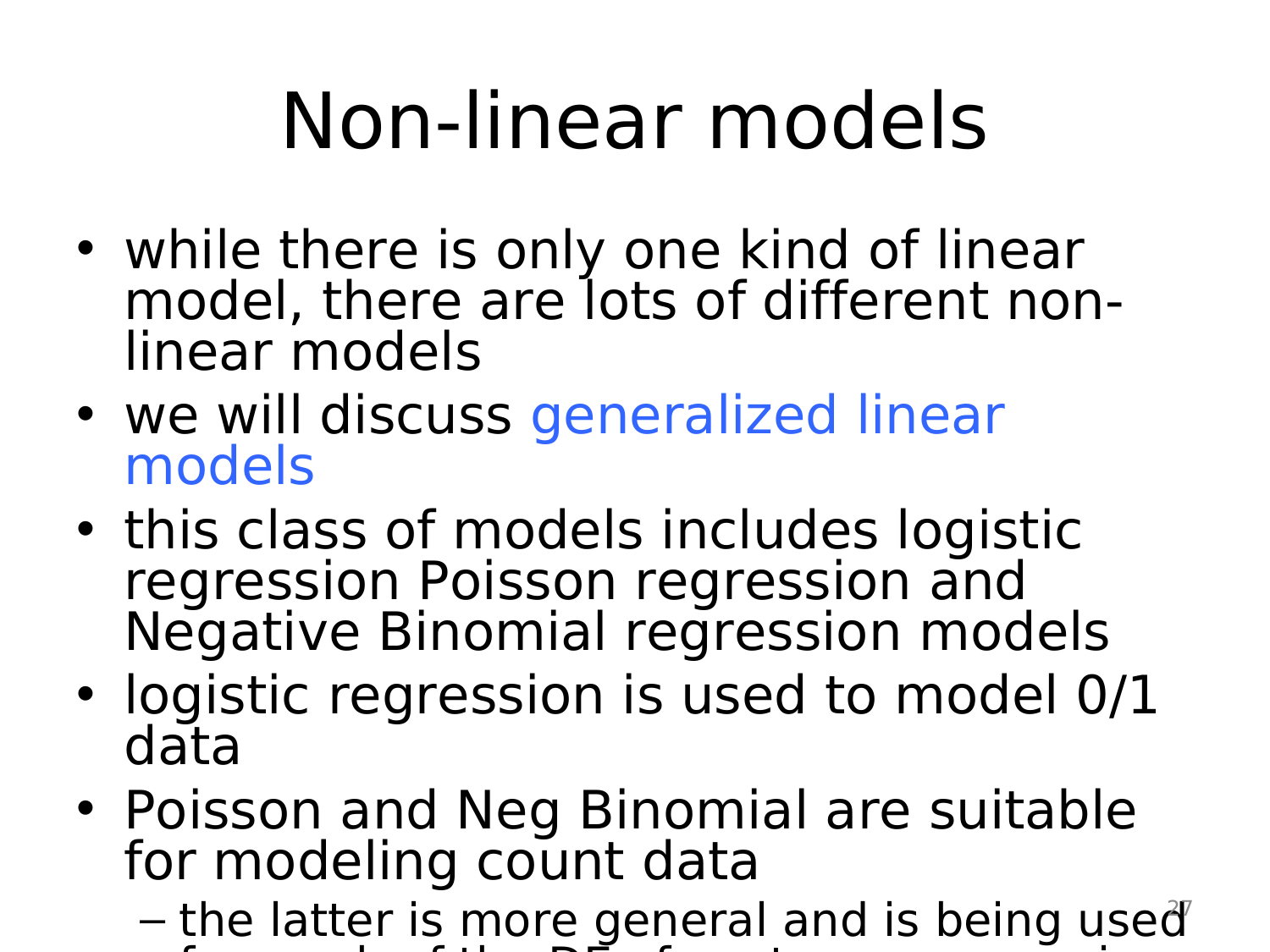# Non-linear models

- while there is only one kind of linear model, there are lots of different non-linear models
- we will discuss generalized linear models
- this class of models includes logistic regression Poisson regression and Negative Binomial regression models
- logistic regression is used to model 0/1 data
- Poisson and Neg Binomial are suitable for modeling count data
  - the latter is more general and is being used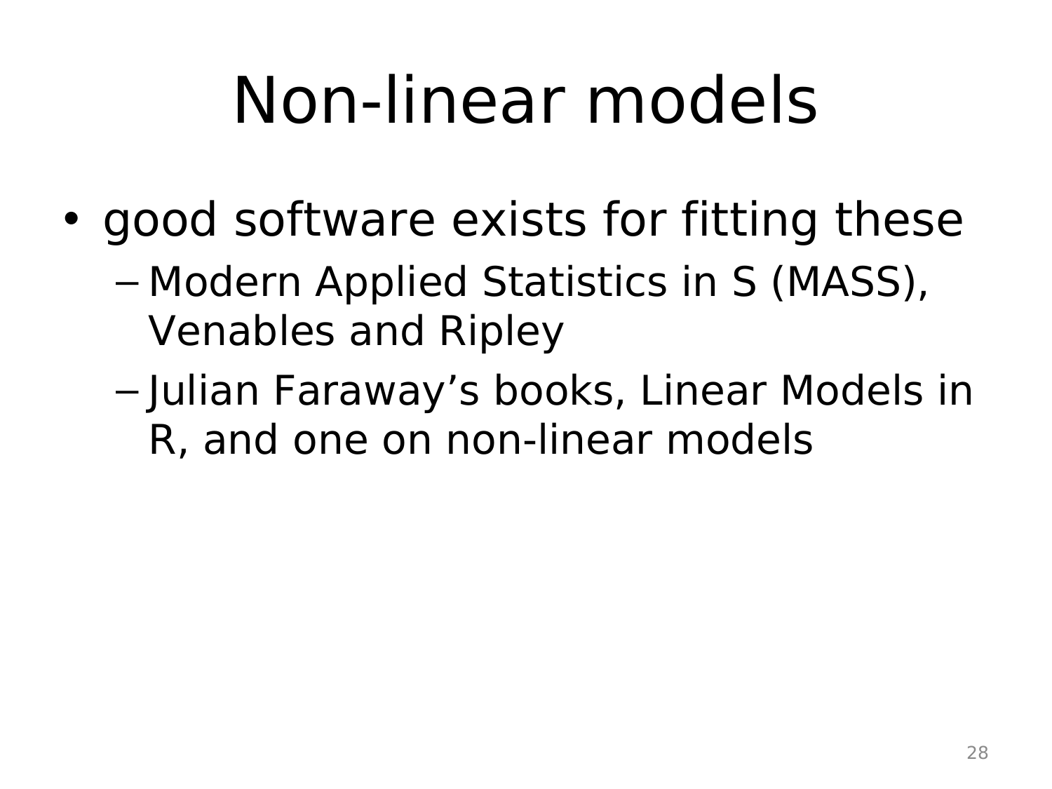# Non-linear models

- good software exists for fitting these
  - Modern Applied Statistics in S (MASS), Venables and Ripley
  - Julian Faraway's books, Linear Models in R, and one on non-linear models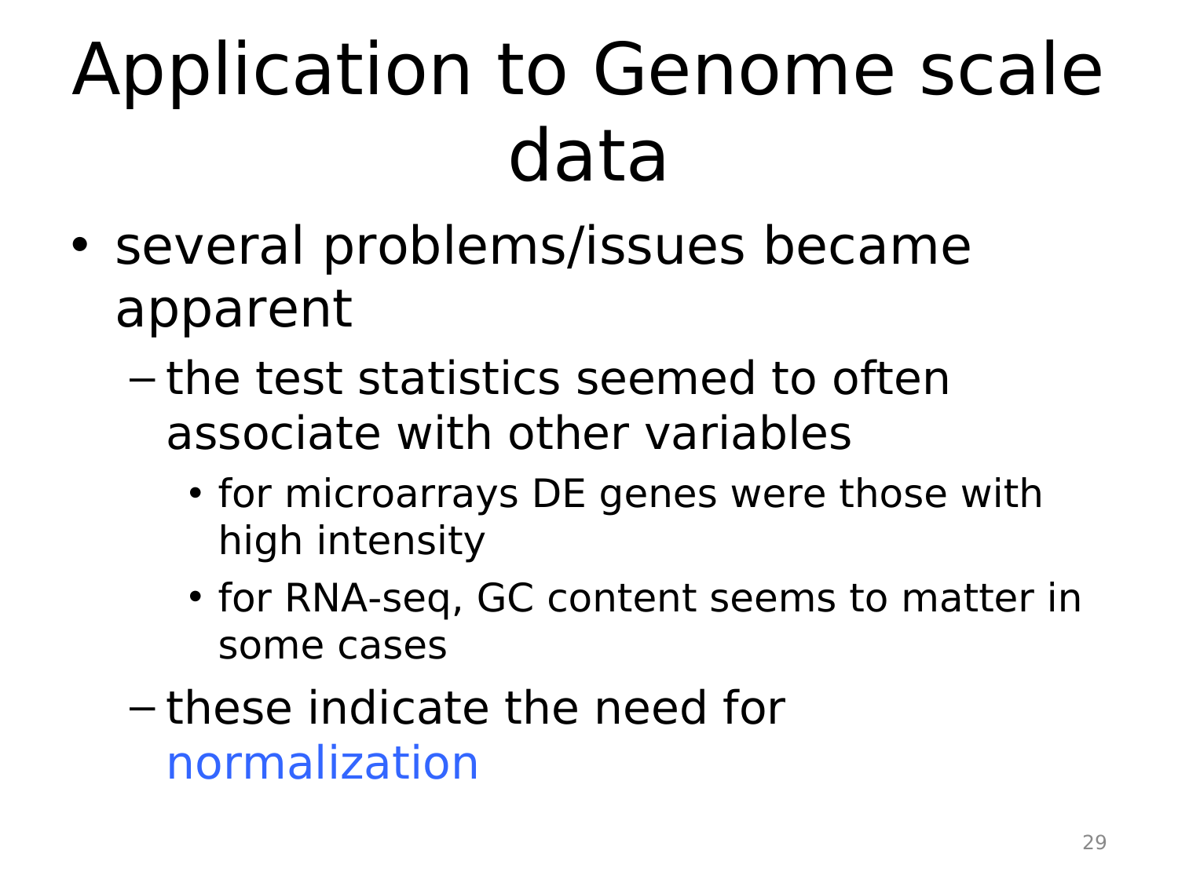# Application to Genome scale data

- several problems/issues became apparent
  - the test statistics seemed to often associate with other variables
    - for microarrays DE genes were those with high intensity
    - for RNA-seq, GC content seems to matter in some cases
  - these indicate the need for normalization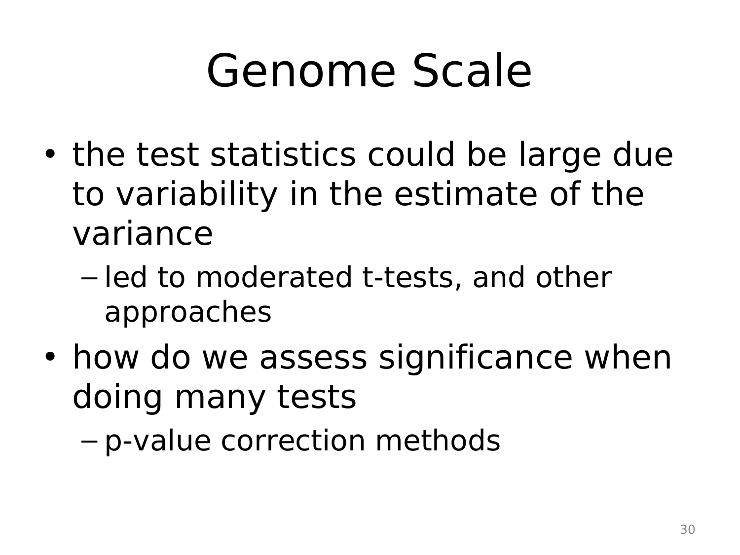# Genome Scale

- the test statistics could be large due to variability in the estimate of the variance
  - led to moderated t-tests, and other approaches
- how do we assess significance when doing many tests
  - p-value correction methods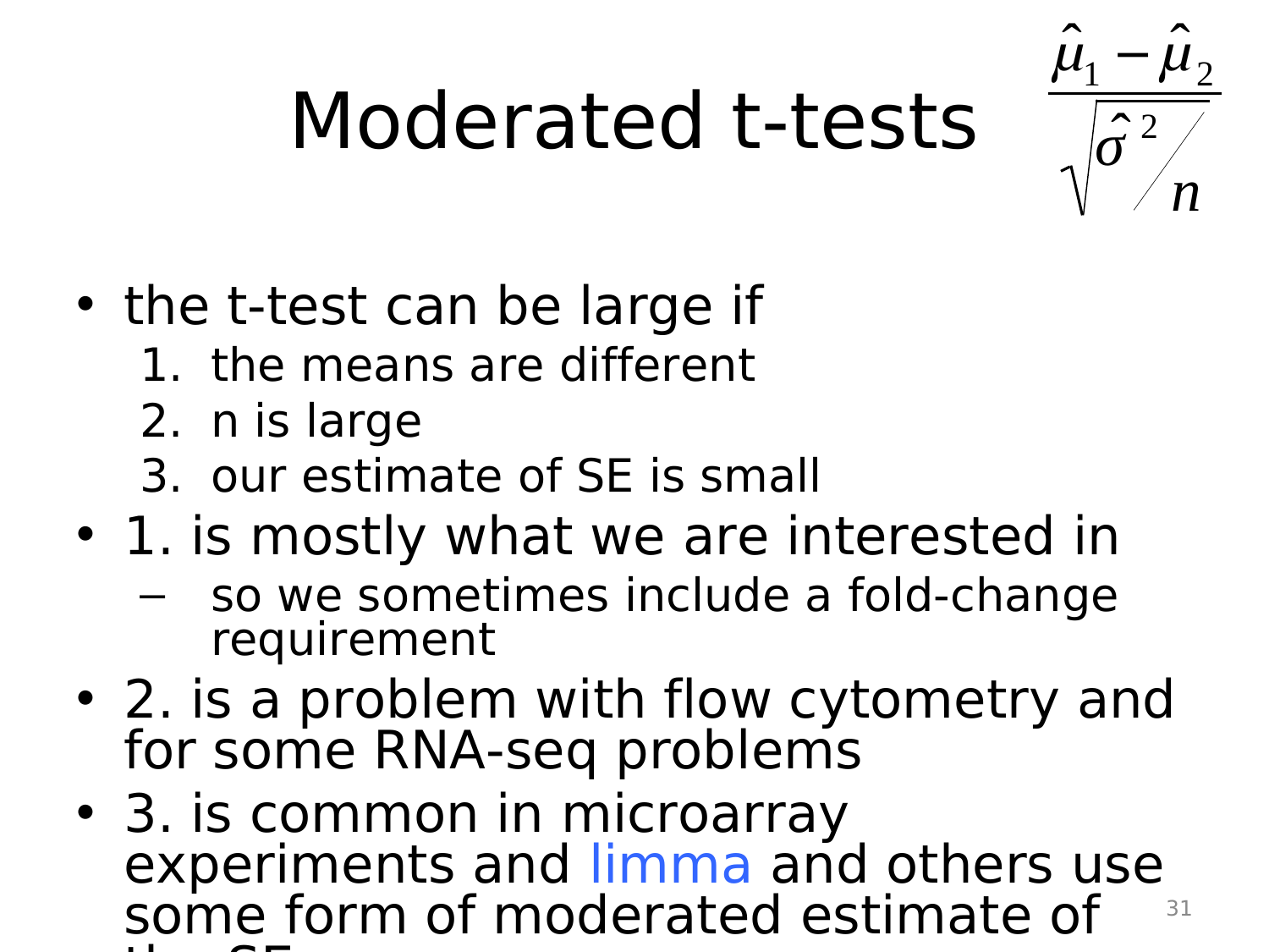# Moderated t-tests

$$\frac{\hat{\mu}_1 - \hat{\mu}_2}{\sqrt{\hat{\sigma}^2 / n}}$$

- the t-test can be large if
  1. the means are different
  2. n is large
  3. our estimate of SE is small
- 1. is mostly what we are interested in
  - so we sometimes include a fold-change requirement
- 2. is a problem with flow cytometry and for some RNA-seq problems
- 3. is common in microarray experiments and limma and others use some form of moderated estimate of the SE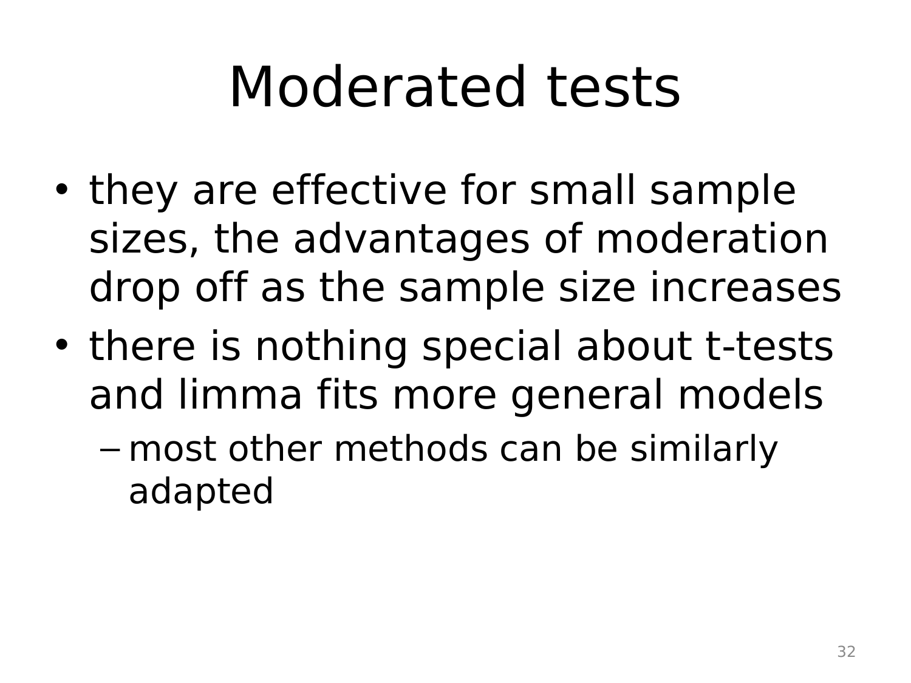# Moderated tests

- they are effective for small sample sizes, the advantages of moderation drop off as the sample size increases
- there is nothing special about t-tests and limma fits more general models
  - most other methods can be similarly adapted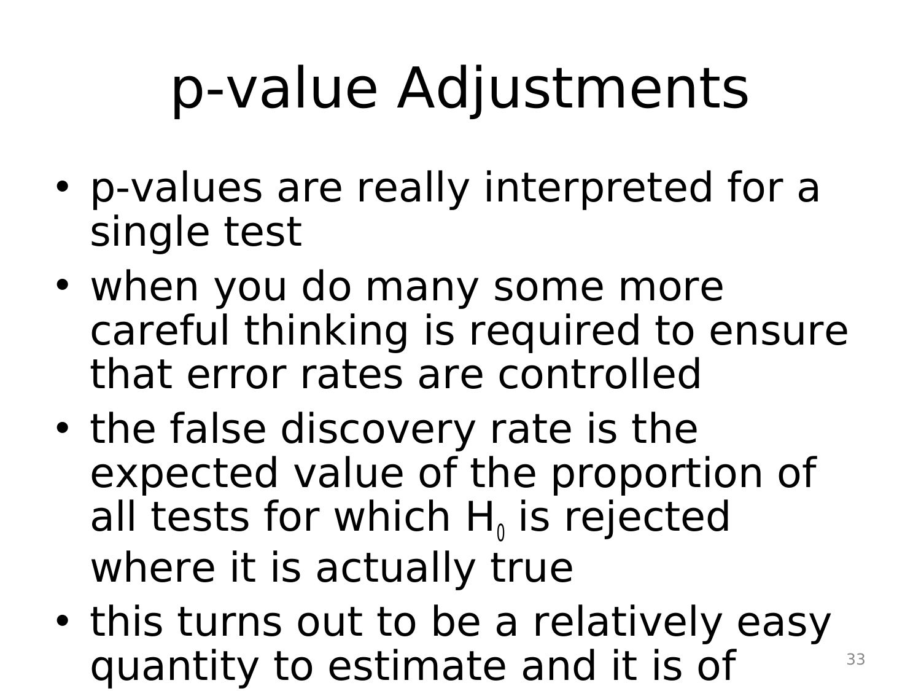# p-value Adjustments

- p-values are really interpreted for a single test
- when you do many some more careful thinking is required to ensure that error rates are controlled
- the false discovery rate is the expected value of the proportion of all tests for which $H_0$ is rejected where it is actually true
- this turns out to be a relatively easy quantity to estimate and it is of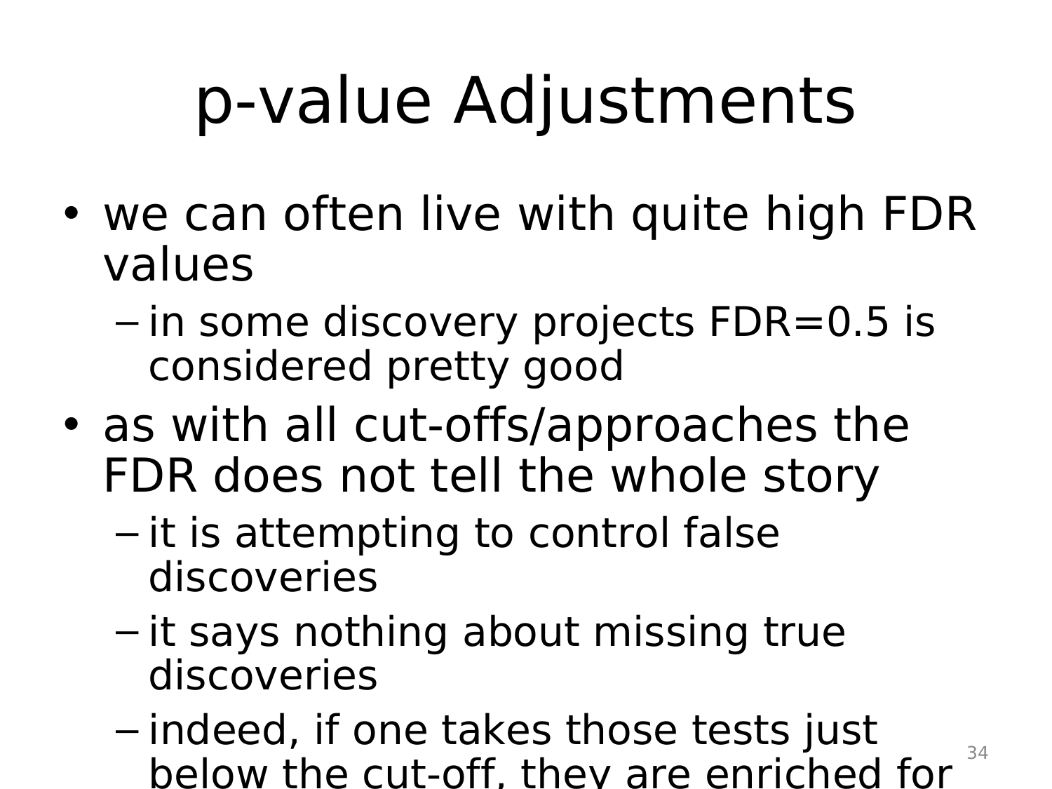# p-value Adjustments

- we can often live with quite high FDR values
  - in some discovery projects FDR=0.5 is considered pretty good
- as with all cut-offs/approaches the FDR does not tell the whole story
  - it is attempting to control false discoveries
  - it says nothing about missing true discoveries
  - indeed, if one takes those tests just below the cut-off, they are enriched for